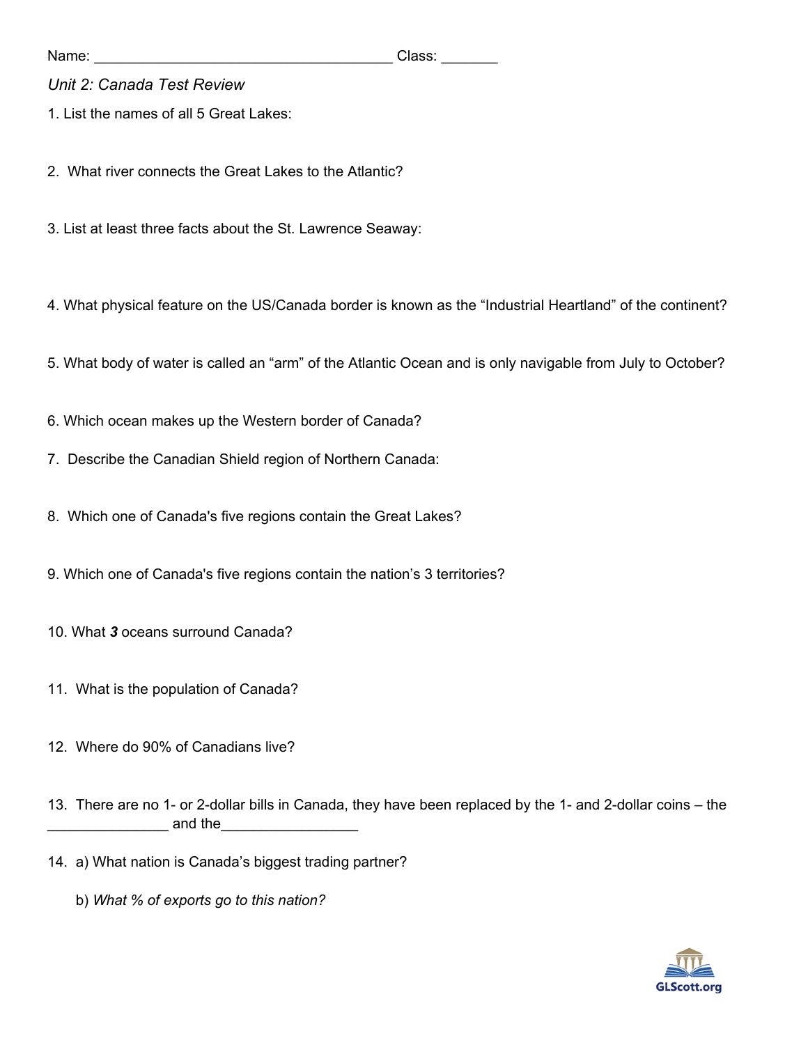Name: ____________________________________ Class: _______

*Unit 2: Canada Test Review*

1. List the names of all 5 Great Lakes:

2. What river connects the Great Lakes to the Atlantic?

3. List at least three facts about the St. Lawrence Seaway:

4. What physical feature on the US/Canada border is known as the “Industrial Heartland” of the continent?

5. What body of water is called an “arm” of the Atlantic Ocean and is only navigable from July to October?

6. Which ocean makes up the Western border of Canada?

7. Describe the Canadian Shield region of Northern Canada:

8. Which one of Canada's five regions contain the Great Lakes?

9. Which one of Canada's five regions contain the nation’s 3 territories?

10. What ***3*** oceans surround Canada?

11. What is the population of Canada?

12. Where do 90% of Canadians live?

13. There are no 1- or 2-dollar bills in Canada, they have been replaced by the 1- and 2-dollar coins – the _______________ and the_________________

14. a) What nation is Canada’s biggest trading partner?

    b) *What % of exports go to this nation?*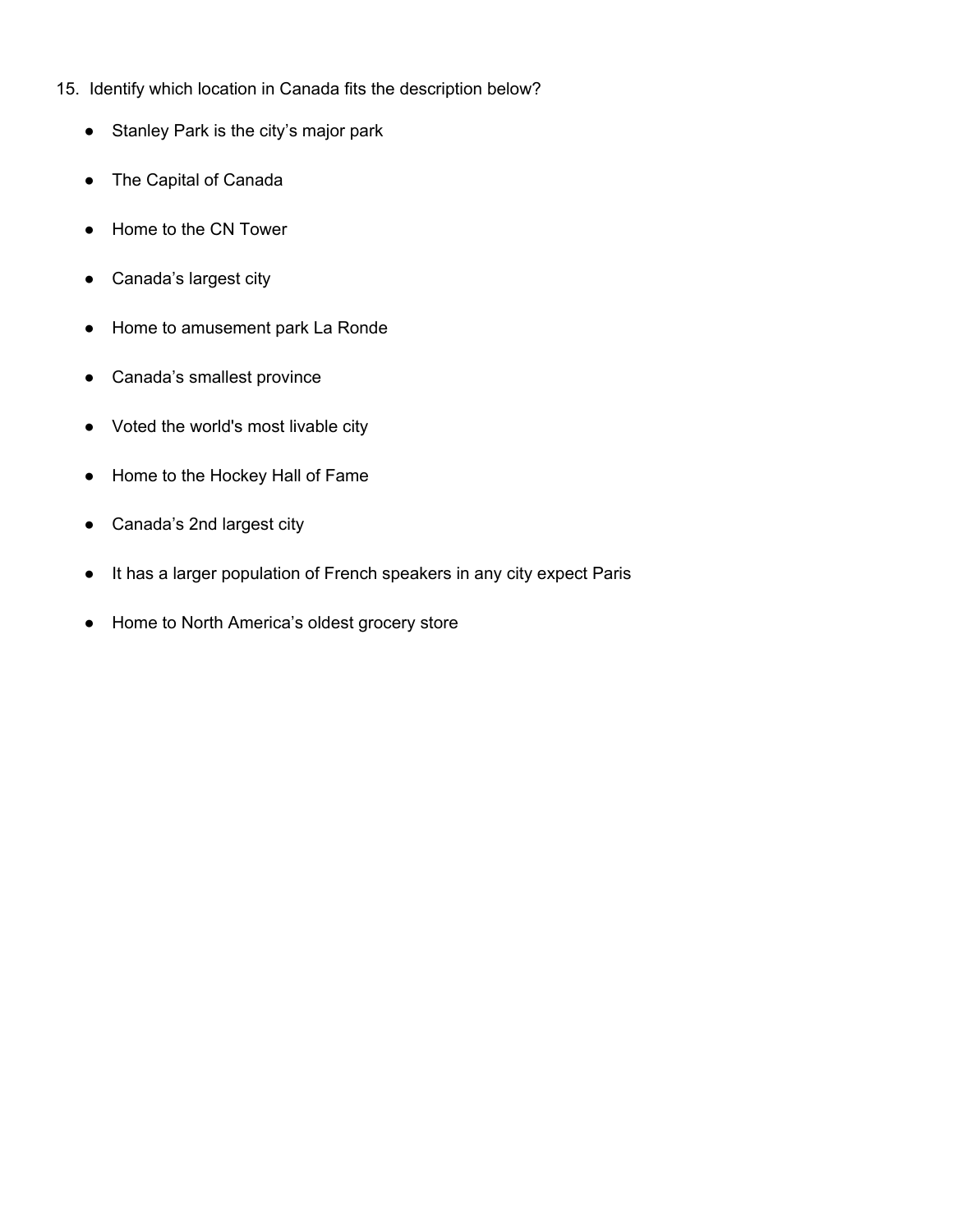15. Identify which location in Canada fits the description below?

    - Stanley Park is the city's major park
    - The Capital of Canada
    - Home to the CN Tower
    - Canada's largest city
    - Home to amusement park La Ronde
    - Canada's smallest province
    - Voted the world's most livable city
    - Home to the Hockey Hall of Fame
    - Canada's 2nd largest city
    - It has a larger population of French speakers in any city expect Paris
    - Home to North America's oldest grocery store